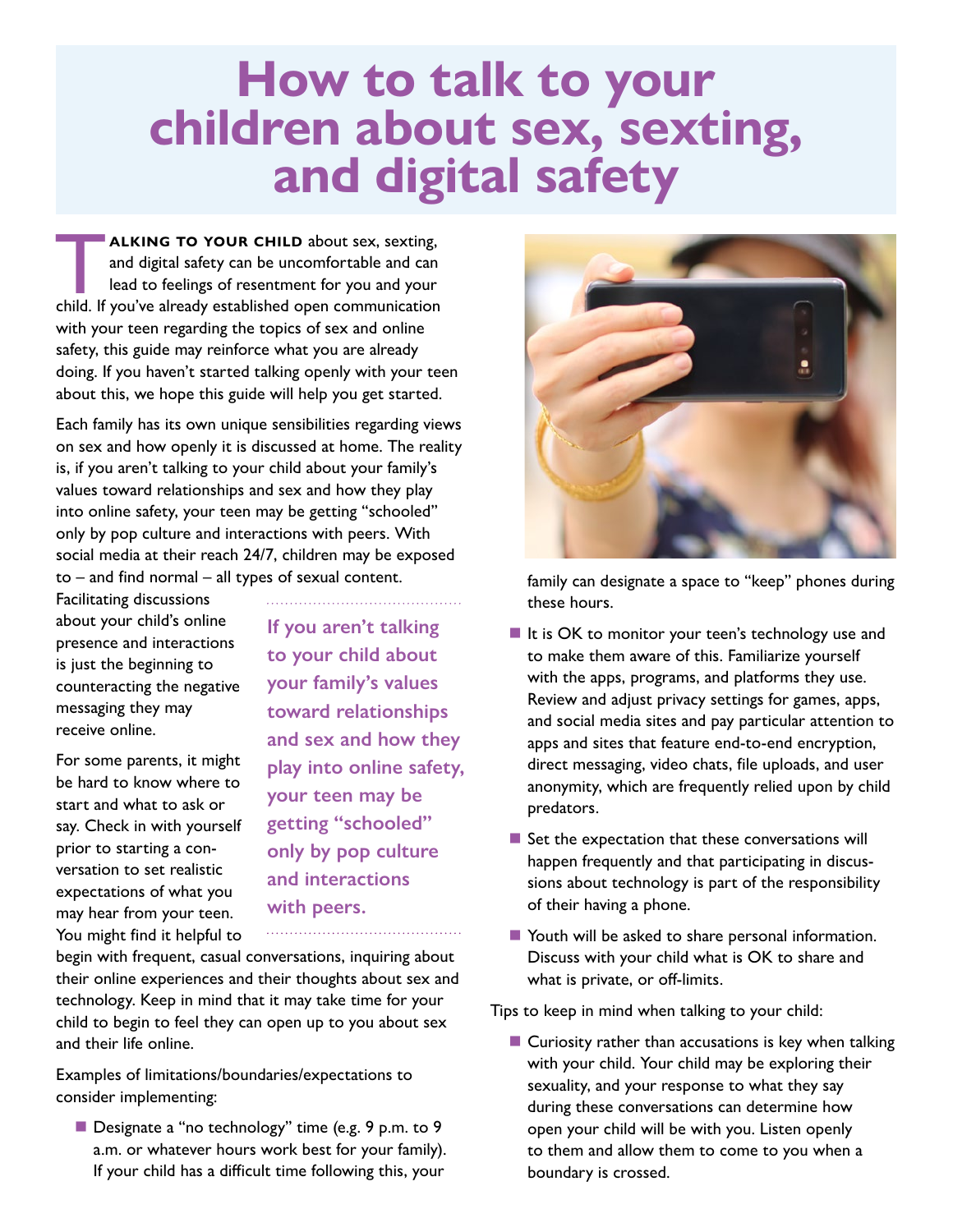# How to talk to your children about sex, sexting, and digital safety

**TALKING TO YOUR CHILD** about sex, sexting, and digital safety can be uncomfortable and can lead to feelings of resentment for you and your child. If you've already established open communication with your teen regarding the topics of sex and online safety, this guide may reinforce what you are already doing. If you haven't started talking openly with your teen about this, we hope this guide will help you get started.

Each family has its own unique sensibilities regarding views on sex and how openly it is discussed at home. The reality is, if you aren't talking to your child about your family's values toward relationships and sex and how they play into online safety, your teen may be getting "schooled" only by pop culture and interactions with peers. With social media at their reach 24/7, children may be exposed to – and find normal – all types of sexual content.

> If you aren't talking to your child about your family's values toward relationships and sex and how they play into online safety, your teen may be getting "schooled" only by pop culture and interactions with peers.

Facilitating discussions about your child's online presence and interactions is just the beginning to counteracting the negative messaging they may receive online.

For some parents, it might be hard to know where to start and what to ask or say. Check in with yourself prior to starting a conversation to set realistic expectations of what you may hear from your teen. You might find it helpful to begin with frequent, casual conversations, inquiring about their online experiences and their thoughts about sex and technology. Keep in mind that it may take time for your child to begin to feel they can open up to you about sex and their life online.

Examples of limitations/boundaries/expectations to consider implementing:

- Designate a "no technology" time (e.g. 9 p.m. to 9 a.m. or whatever hours work best for your family). If your child has a difficult time following this, your family can designate a space to "keep" phones during these hours.
- It is OK to monitor your teen's technology use and to make them aware of this. Familiarize yourself with the apps, programs, and platforms they use. Review and adjust privacy settings for games, apps, and social media sites and pay particular attention to apps and sites that feature end-to-end encryption, direct messaging, video chats, file uploads, and user anonymity, which are frequently relied upon by child predators.
- Set the expectation that these conversations will happen frequently and that participating in discussions about technology is part of the responsibility of their having a phone.
- Youth will be asked to share personal information. Discuss with your child what is OK to share and what is private, or off-limits.

Tips to keep in mind when talking to your child:

- Curiosity rather than accusations is key when talking with your child. Your child may be exploring their sexuality, and your response to what they say during these conversations can determine how open your child will be with you. Listen openly to them and allow them to come to you when a boundary is crossed.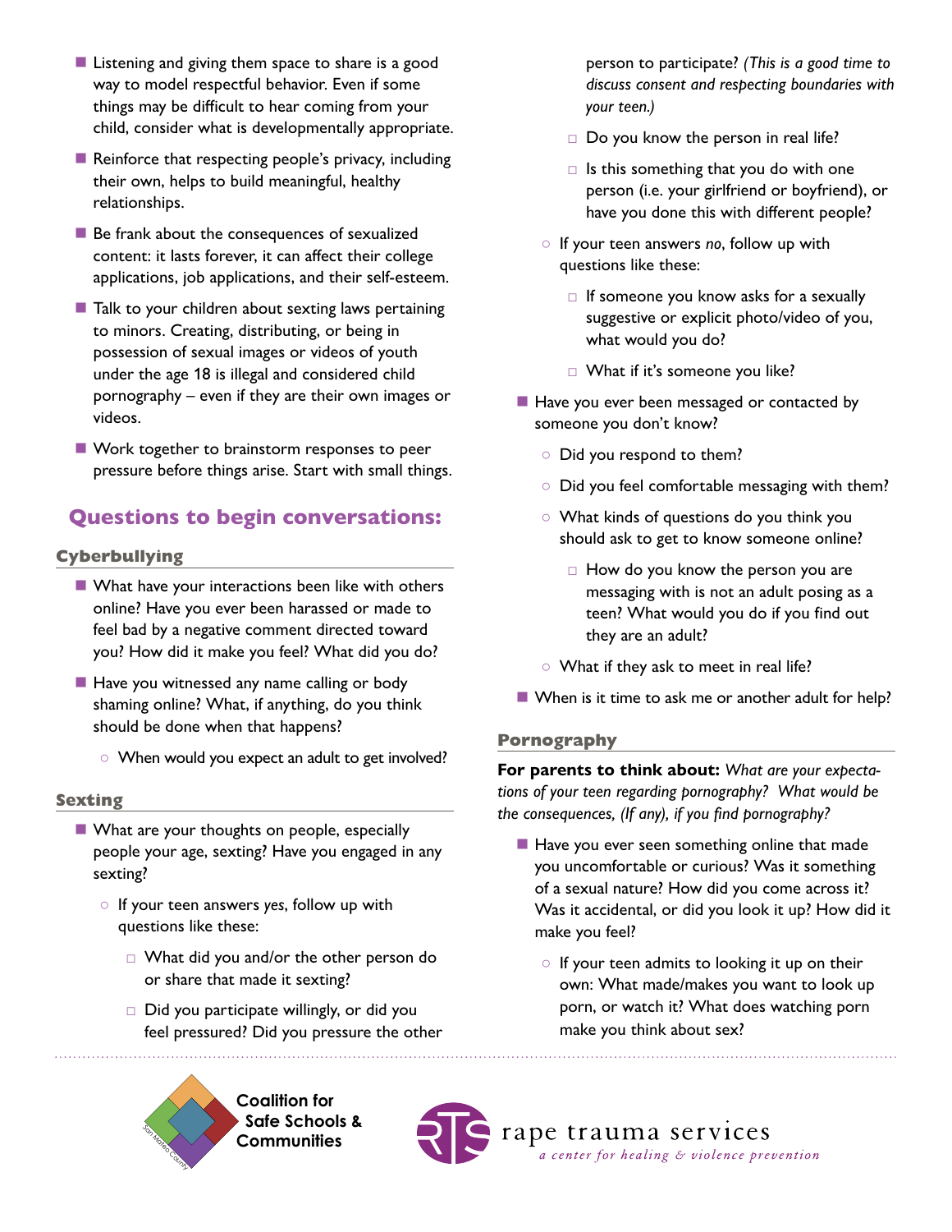- Listening and giving them space to share is a good way to model respectful behavior. Even if some things may be difficult to hear coming from your child, consider what is developmentally appropriate.
- Reinforce that respecting people's privacy, including their own, helps to build meaningful, healthy relationships.
- Be frank about the consequences of sexualized content: it lasts forever, it can affect their college applications, job applications, and their self-esteem.
- Talk to your children about sexting laws pertaining to minors. Creating, distributing, or being in possession of sexual images or videos of youth under the age 18 is illegal and considered child pornography – even if they are their own images or videos.
- Work together to brainstorm responses to peer pressure before things arise. Start with small things.

## Questions to begin conversations:

### Cyberbullying

- What have your interactions been like with others online? Have you ever been harassed or made to feel bad by a negative comment directed toward you? How did it make you feel? What did you do?
- Have you witnessed any name calling or body shaming online? What, if anything, do you think should be done when that happens?
    - When would you expect an adult to get involved?

### Sexting

- What are your thoughts on people, especially people your age, sexting? Have you engaged in any sexting?
    - If your teen answers *yes*, follow up with questions like these:
        - What did you and/or the other person do or share that made it sexting?
        - Did you participate willingly, or did you feel pressured? Did you pressure the other person to participate? *(This is a good time to discuss consent and respecting boundaries with your teen.)*
        - Do you know the person in real life?
        - Is this something that you do with one person (i.e. your girlfriend or boyfriend), or have you done this with different people?
    - If your teen answers *no*, follow up with questions like these:
        - If someone you know asks for a sexually suggestive or explicit photo/video of you, what would you do?
        - What if it's someone you like?
- Have you ever been messaged or contacted by someone you don't know?
    - Did you respond to them?
    - Did you feel comfortable messaging with them?
    - What kinds of questions do you think you should ask to get to know someone online?
        - How do you know the person you are messaging with is not an adult posing as a teen? What would you do if you find out they are an adult?
    - What if they ask to meet in real life?
- When is it time to ask me or another adult for help?

### Pornography

**For parents to think about:** *What are your expectations of your teen regarding pornography? What would be the consequences, (If any), if you find pornography?*

- Have you ever seen something online that made you uncomfortable or curious? Was it something of a sexual nature? How did you come across it? Was it accidental, or did you look it up? How did it make you feel?
    - If your teen admits to looking it up on their own: What made/makes you want to look up porn, or watch it? What does watching porn make you think about sex?

Coalition for Safe Schools & Communities

rape trauma services
*a center for healing & violence prevention*